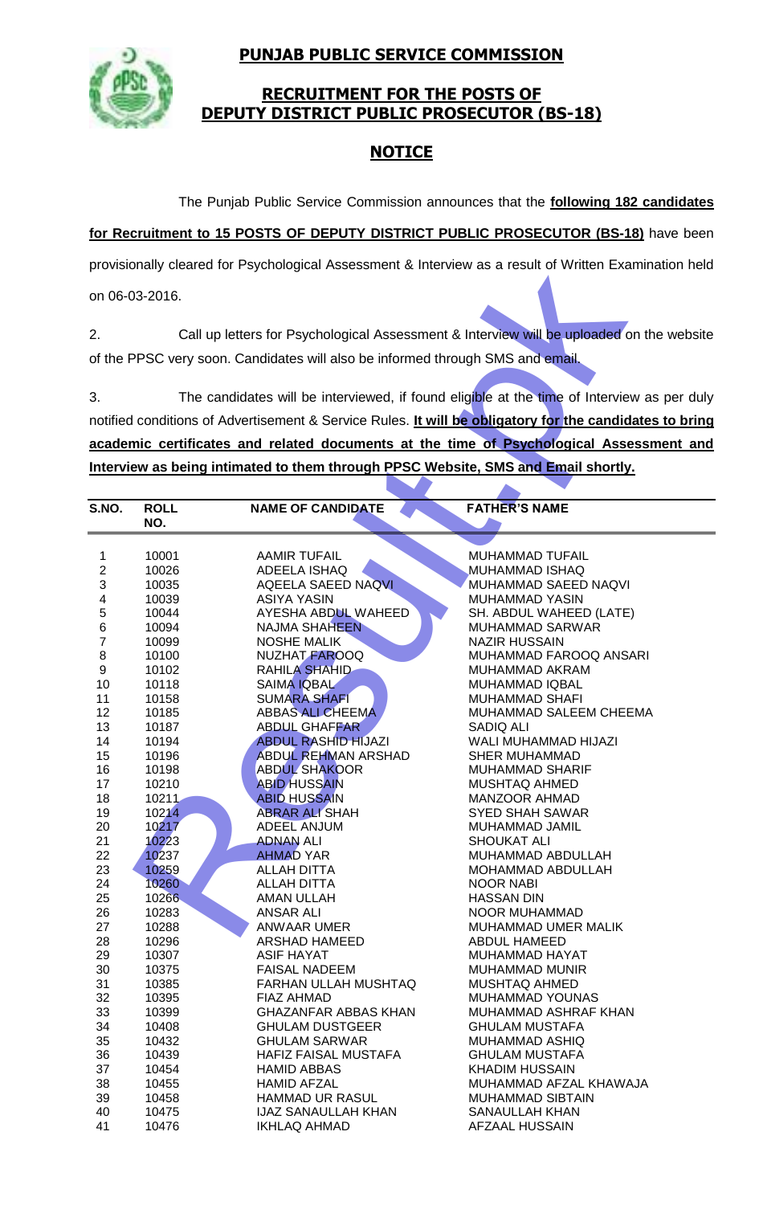# PUNJAB PUBLIC SERVICE COMMISSION

## RECRUITMENT FOR THE POSTS OF DEPUTY DISTRICT PUBLIC PROSECUTOR (BS-18)

## NOTICE

The Punjab Public Service Commission announces that the **following 182 candidates for Recruitment to 15 POSTS OF DEPUTY DISTRICT PUBLIC PROSECUTOR (BS-18)** have been provisionally cleared for Psychological Assessment & Interview as a result of Written Examination held on 06-03-2016.

2. Call up letters for Psychological Assessment & Interview will be uploaded on the website of the PPSC very soon. Candidates will also be informed through SMS and email.

3. The candidates will be interviewed, if found eligible at the time of Interview as per duly notified conditions of Advertisement & Service Rules. **It will be obligatory for the candidates to bring academic certificates and related documents at the time of Psychological Assessment and Interview as being intimated to them through PPSC Website, SMS and Email shortly.**

| S.NO. | ROLL NO. | NAME OF CANDIDATE | FATHER'S NAME |
|---|---|---|---|
| 1 | 10001 | AAMIR TUFAIL | MUHAMMAD TUFAIL |
| 2 | 10026 | ADEELA ISHAQ | MUHAMMAD ISHAQ |
| 3 | 10035 | AQEELA SAEED NAQVI | MUHAMMAD SAEED NAQVI |
| 4 | 10039 | ASIYA YASIN | MUHAMMAD YASIN |
| 5 | 10044 | AYESHA ABDUL WAHEED | SH. ABDUL WAHEED (LATE) |
| 6 | 10094 | NAJMA SHAHEEN | MUHAMMAD SARWAR |
| 7 | 10099 | NOSHE MALIK | NAZIR HUSSAIN |
| 8 | 10100 | NUZHAT FAROOQ | MUHAMMAD FAROOQ ANSARI |
| 9 | 10102 | RAHILA SHAHID | MUHAMMAD AKRAM |
| 10 | 10118 | SAIMA IQBAL | MUHAMMAD IQBAL |
| 11 | 10158 | SUMARA SHAFI | MUHAMMAD SHAFI |
| 12 | 10185 | ABBAS ALI CHEEMA | MUHAMMAD SALEEM CHEEMA |
| 13 | 10187 | ABDUL GHAFFAR | SADIQ ALI |
| 14 | 10194 | ABDUL RASHID HIJAZI | WALI MUHAMMAD HIJAZI |
| 15 | 10196 | ABDUL REHMAN ARSHAD | SHER MUHAMMAD |
| 16 | 10198 | ABDUL SHAKOOR | MUHAMMAD SHARIF |
| 17 | 10210 | ABID HUSSAIN | MUSHTAQ AHMED |
| 18 | 10211 | ABID HUSSAIN | MANZOOR AHMAD |
| 19 | 10214 | ABRAR ALI SHAH | SYED SHAH SAWAR |
| 20 | 10217 | ADEEL ANJUM | MUHAMMAD JAMIL |
| 21 | 10223 | ADNAN ALI | SHOUKAT ALI |
| 22 | 10237 | AHMAD YAR | MUHAMMAD ABDULLAH |
| 23 | 10259 | ALLAH DITTA | MOHAMMAD ABDULLAH |
| 24 | 10260 | ALLAH DITTA | NOOR NABI |
| 25 | 10266 | AMAN ULLAH | HASSAN DIN |
| 26 | 10283 | ANSAR ALI | NOOR MUHAMMAD |
| 27 | 10288 | ANWAAR UMER | MUHAMMAD UMER MALIK |
| 28 | 10296 | ARSHAD HAMEED | ABDUL HAMEED |
| 29 | 10307 | ASIF HAYAT | MUHAMMAD HAYAT |
| 30 | 10375 | FAISAL NADEEM | MUHAMMAD MUNIR |
| 31 | 10385 | FARHAN ULLAH MUSHTAQ | MUSHTAQ AHMED |
| 32 | 10395 | FIAZ AHMAD | MUHAMMAD YOUNAS |
| 33 | 10399 | GHAZANFAR ABBAS KHAN | MUHAMMAD ASHRAF KHAN |
| 34 | 10408 | GHULAM DUSTGEER | GHULAM MUSTAFA |
| 35 | 10432 | GHULAM SARWAR | MUHAMMAD ASHIQ |
| 36 | 10439 | HAFIZ FAISAL MUSTAFA | GHULAM MUSTAFA |
| 37 | 10454 | HAMID ABBAS | KHADIM HUSSAIN |
| 38 | 10455 | HAMID AFZAL | MUHAMMAD AFZAL KHAWAJA |
| 39 | 10458 | HAMMAD UR RASUL | MUHAMMAD SIBTAIN |
| 40 | 10475 | IJAZ SANAULLAH KHAN | SANAULLAH KHAN |
| 41 | 10476 | IKHLAQ AHMAD | AFZAAL HUSSAIN |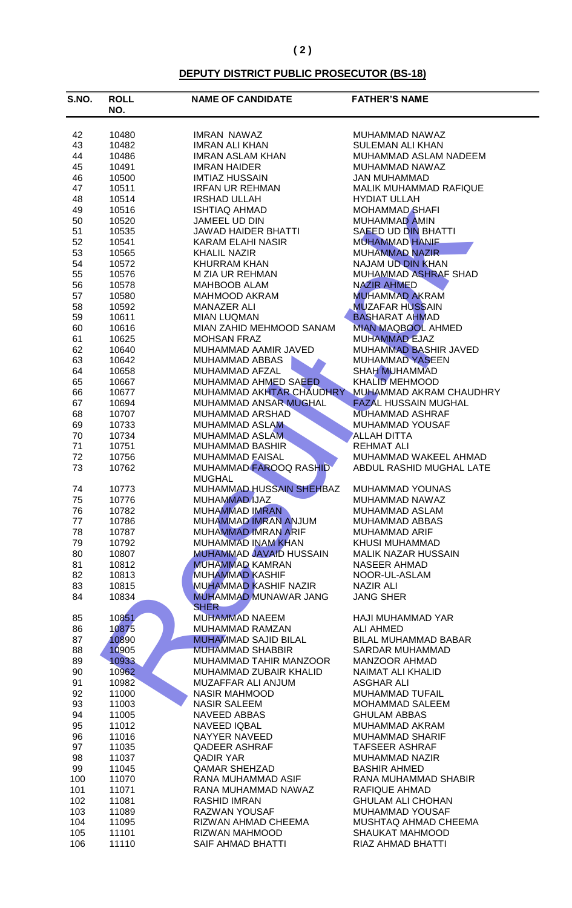## DEPUTY DISTRICT PUBLIC PROSECUTOR (BS-18)

| S.NO. | ROLL NO. | NAME OF CANDIDATE | FATHER'S NAME |
|---|---|---|---|
| 42 | 10480 | IMRAN NAWAZ | MUHAMMAD NAWAZ |
| 43 | 10482 | IMRAN ALI KHAN | SULEMAN ALI KHAN |
| 44 | 10486 | IMRAN ASLAM KHAN | MUHAMMAD ASLAM NADEEM |
| 45 | 10491 | IMRAN HAIDER | MUHAMMAD NAWAZ |
| 46 | 10500 | IMTIAZ HUSSAIN | JAN MUHAMMAD |
| 47 | 10511 | IRFAN UR REHMAN | MALIK MUHAMMAD RAFIQUE |
| 48 | 10514 | IRSHAD ULLAH | HYDIAT ULLAH |
| 49 | 10516 | ISHTIAQ AHMAD | MOHAMMAD SHAFI |
| 50 | 10520 | JAMEEL UD DIN | MUHAMMAD AMIN |
| 51 | 10535 | JAWAD HAIDER BHATTI | SAEED UD DIN BHATTI |
| 52 | 10541 | KARAM ELAHI NASIR | MUHAMMAD HANIF |
| 53 | 10565 | KHALIL NAZIR | MUHAMMAD NAZIR |
| 54 | 10572 | KHURRAM KHAN | NAJAM UD DIN KHAN |
| 55 | 10576 | M ZIA UR REHMAN | MUHAMMAD ASHRAF SHAD |
| 56 | 10578 | MAHBOOB ALAM | NAZIR AHMED |
| 57 | 10580 | MAHMOOD AKRAM | MUHAMMAD AKRAM |
| 58 | 10592 | MANAZER ALI | MUZAFAR HUSSAIN |
| 59 | 10611 | MIAN LUQMAN | BASHARAT AHMAD |
| 60 | 10616 | MIAN ZAHID MEHMOOD SANAM | MIAN MAQBOOL AHMED |
| 61 | 10625 | MOHSAN FRAZ | MUHAMMAD EJAZ |
| 62 | 10640 | MUHAMMAD AAMIR JAVED | MUHAMMAD BASHIR JAVED |
| 63 | 10642 | MUHAMMAD ABBAS | MUHAMMAD YASEEN |
| 64 | 10658 | MUHAMMAD AFZAL | SHAH MUHAMMAD |
| 65 | 10667 | MUHAMMAD AHMED SAEED | KHALID MEHMOOD |
| 66 | 10677 | MUHAMMAD AKHTAR CHAUDHRY | MUHAMMAD AKRAM CHAUDHRY |
| 67 | 10694 | MUHAMMAD ANSAR MUGHAL | FAZAL HUSSAIN MUGHAL |
| 68 | 10707 | MUHAMMAD ARSHAD | MUHAMMAD ASHRAF |
| 69 | 10733 | MUHAMMAD ASLAM | MUHAMMAD YOUSAF |
| 70 | 10734 | MUHAMMAD ASLAM | ALLAH DITTA |
| 71 | 10751 | MUHAMMAD BASHIR | REHMAT ALI |
| 72 | 10756 | MUHAMMAD FAISAL | MUHAMMAD WAKEEL AHMAD |
| 73 | 10762 | MUHAMMAD FAROOQ RASHID MUGHAL | ABDUL RASHID MUGHAL LATE |
| 74 | 10773 | MUHAMMAD HUSSAIN SHEHBAZ | MUHAMMAD YOUNAS |
| 75 | 10776 | MUHAMMAD IJAZ | MUHAMMAD NAWAZ |
| 76 | 10782 | MUHAMMAD IMRAN | MUHAMMAD ASLAM |
| 77 | 10786 | MUHAMMAD IMRAN ANJUM | MUHAMMAD ABBAS |
| 78 | 10787 | MUHAMMAD IMRAN ARIF | MUHAMMAD ARIF |
| 79 | 10792 | MUHAMMAD INAM KHAN | KHUSI MUHAMMAD |
| 80 | 10807 | MUHAMMAD JAVAID HUSSAIN | MALIK NAZAR HUSSAIN |
| 81 | 10812 | MUHAMMAD KAMRAN | NASEER AHMAD |
| 82 | 10813 | MUHAMMAD KASHIF | NOOR-UL-ASLAM |
| 83 | 10815 | MUHAMMAD KASHIF NAZIR | NAZIR ALI |
| 84 | 10834 | MUHAMMAD MUNAWAR JANG SHER | JANG SHER |
| 85 | 10851 | MUHAMMAD NAEEM | HAJI MUHAMMAD YAR |
| 86 | 10875 | MUHAMMAD RAMZAN | ALI AHMED |
| 87 | 10890 | MUHAMMAD SAJID BILAL | BILAL MUHAMMAD BABAR |
| 88 | 10905 | MUHAMMAD SHABBIR | SARDAR MUHAMMAD |
| 89 | 10933 | MUHAMMAD TAHIR MANZOOR | MANZOOR AHMAD |
| 90 | 10962 | MUHAMMAD ZUBAIR KHALID | NAIMAT ALI KHALID |
| 91 | 10982 | MUZAFFAR ALI ANJUM | ASGHAR ALI |
| 92 | 11000 | NASIR MAHMOOD | MUHAMMAD TUFAIL |
| 93 | 11003 | NASIR SALEEM | MOHAMMAD SALEEM |
| 94 | 11005 | NAVEED ABBAS | GHULAM ABBAS |
| 95 | 11012 | NAVEED IQBAL | MUHAMMAD AKRAM |
| 96 | 11016 | NAYYER NAVEED | MUHAMMAD SHARIF |
| 97 | 11035 | QADEER ASHRAF | TAFSEER ASHRAF |
| 98 | 11037 | QADIR YAR | MUHAMMAD NAZIR |
| 99 | 11045 | QAMAR SHEHZAD | BASHIR AHMED |
| 100 | 11070 | RANA MUHAMMAD ASIF | RANA MUHAMMAD SHABIR |
| 101 | 11071 | RANA MUHAMMAD NAWAZ | RAFIQUE AHMAD |
| 102 | 11081 | RASHID IMRAN | GHULAM ALI CHOHAN |
| 103 | 11089 | RAZWAN YOUSAF | MUHAMMAD YOUSAF |
| 104 | 11095 | RIZWAN AHMAD CHEEMA | MUSHTAQ AHMAD CHEEMA |
| 105 | 11101 | RIZWAN MAHMOOD | SHAUKAT MAHMOOD |
| 106 | 11110 | SAIF AHMAD BHATTI | RIAZ AHMAD BHATTI |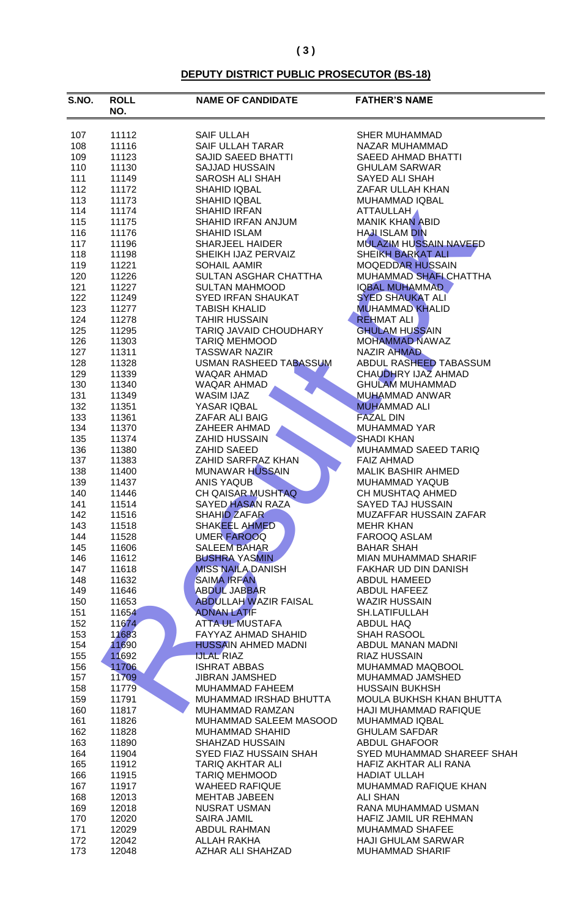## DEPUTY DISTRICT PUBLIC PROSECUTOR (BS-18)

| S.NO. | ROLL NO. | NAME OF CANDIDATE | FATHER'S NAME |
|---|---|---|---|
| 107 | 11112 | SAIF ULLAH | SHER MUHAMMAD |
| 108 | 11116 | SAIF ULLAH TARAR | NAZAR MUHAMMAD |
| 109 | 11123 | SAJID SAEED BHATTI | SAEED AHMAD BHATTI |
| 110 | 11130 | SAJJAD HUSSAIN | GHULAM SARWAR |
| 111 | 11149 | SAROSH ALI SHAH | SAYED ALI SHAH |
| 112 | 11172 | SHAHID IQBAL | ZAFAR ULLAH KHAN |
| 113 | 11173 | SHAHID IQBAL | MUHAMMAD IQBAL |
| 114 | 11174 | SHAHID IRFAN | ATTAULLAH |
| 115 | 11175 | SHAHID IRFAN ANJUM | MANIK KHAN ABID |
| 116 | 11176 | SHAHID ISLAM | HAJI ISLAM DIN |
| 117 | 11196 | SHARJEEL HAIDER | MULAZIM HUSSAIN NAVEED |
| 118 | 11198 | SHEIKH IJAZ PERVAIZ | SHEIKH BARKAT ALI |
| 119 | 11221 | SOHAIL AAMIR | MOQEDDAR HUSSAIN |
| 120 | 11226 | SULTAN ASGHAR CHATTHA | MUHAMMAD SHAFI CHATTHA |
| 121 | 11227 | SULTAN MAHMOOD | IQBAL MUHAMMAD |
| 122 | 11249 | SYED IRFAN SHAUKAT | SYED SHAUKAT ALI |
| 123 | 11277 | TABISH KHALID | MUHAMMAD KHALID |
| 124 | 11278 | TAHIR HUSSAIN | REHMAT ALI |
| 125 | 11295 | TARIQ JAVAID CHOUDHARY | GHULAM HUSSAIN |
| 126 | 11303 | TARIQ MEHMOOD | MOHAMMAD NAWAZ |
| 127 | 11311 | TASSWAR NAZIR | NAZIR AHMAD |
| 128 | 11328 | USMAN RASHEED TABASSUM | ABDUL RASHEED TABASSUM |
| 129 | 11339 | WAQAR AHMAD | CHAUDHRY IJAZ AHMAD |
| 130 | 11340 | WAQAR AHMAD | GHULAM MUHAMMAD |
| 131 | 11349 | WASIM IJAZ | MUHAMMAD ANWAR |
| 132 | 11351 | YASAR IQBAL | MUHAMMAD ALI |
| 133 | 11361 | ZAFAR ALI BAIG | FAZAL DIN |
| 134 | 11370 | ZAHEER AHMAD | MUHAMMAD YAR |
| 135 | 11374 | ZAHID HUSSAIN | SHADI KHAN |
| 136 | 11380 | ZAHID SAEED | MUHAMMAD SAEED TARIQ |
| 137 | 11383 | ZAHID SARFRAZ KHAN | FAIZ AHMAD |
| 138 | 11400 | MUNAWAR HUSSAIN | MALIK BASHIR AHMED |
| 139 | 11437 | ANIS YAQUB | MUHAMMAD YAQUB |
| 140 | 11446 | CH QAISAR MUSHTAQ | CH MUSHTAQ AHMED |
| 141 | 11514 | SAYED HASAN RAZA | SAYED TAJ HUSSAIN |
| 142 | 11516 | SHAHID ZAFAR | MUZAFFAR HUSSAIN ZAFAR |
| 143 | 11518 | SHAKEEL AHMED | MEHR KHAN |
| 144 | 11528 | UMER FAROOQ | FAROOQ ASLAM |
| 145 | 11606 | SALEEM BAHAR | BAHAR SHAH |
| 146 | 11612 | BUSHRA YASMIN | MIAN MUHAMMAD SHARIF |
| 147 | 11618 | MISS NAILA DANISH | FAKHAR UD DIN DANISH |
| 148 | 11632 | SAIMA IRFAN | ABDUL HAMEED |
| 149 | 11646 | ABDUL JABBAR | ABDUL HAFEEZ |
| 150 | 11653 | ABDULLAH WAZIR FAISAL | WAZIR HUSSAIN |
| 151 | 11654 | ADNAN LATIF | SH.LATIFULLAH |
| 152 | 11674 | ATTA UL MUSTAFA | ABDUL HAQ |
| 153 | 11683 | FAYYAZ AHMAD SHAHID | SHAH RASOOL |
| 154 | 11690 | HUSSAIN AHMED MADNI | ABDUL MANAN MADNI |
| 155 | 11692 | IJLAL RIAZ | RIAZ HUSSAIN |
| 156 | 11706 | ISHRAT ABBAS | MUHAMMAD MAQBOOL |
| 157 | 11709 | JIBRAN JAMSHED | MUHAMMAD JAMSHED |
| 158 | 11779 | MUHAMMAD FAHEEM | HUSSAIN BUKHSH |
| 159 | 11791 | MUHAMMAD IRSHAD BHUTTA | MOULA BUKHSH KHAN BHUTTA |
| 160 | 11817 | MUHAMMAD RAMZAN | HAJI MUHAMMAD RAFIQUE |
| 161 | 11826 | MUHAMMAD SALEEM MASOOD | MUHAMMAD IQBAL |
| 162 | 11828 | MUHAMMAD SHAHID | GHULAM SAFDAR |
| 163 | 11890 | SHAHZAD HUSSAIN | ABDUL GHAFOOR |
| 164 | 11904 | SYED FIAZ HUSSAIN SHAH | SYED MUHAMMAD SHAREEF SHAH |
| 165 | 11912 | TARIQ AKHTAR ALI | HAFIZ AKHTAR ALI RANA |
| 166 | 11915 | TARIQ MEHMOOD | HADIAT ULLAH |
| 167 | 11917 | WAHEED RAFIQUE | MUHAMMAD RAFIQUE KHAN |
| 168 | 12013 | MEHTAB JABEEN | ALI SHAN |
| 169 | 12018 | NUSRAT USMAN | RANA MUHAMMAD USMAN |
| 170 | 12020 | SAIRA JAMIL | HAFIZ JAMIL UR REHMAN |
| 171 | 12029 | ABDUL RAHMAN | MUHAMMAD SHAFEE |
| 172 | 12042 | ALLAH RAKHA | HAJI GHULAM SARWAR |
| 173 | 12048 | AZHAR ALI SHAHZAD | MUHAMMAD SHARIF |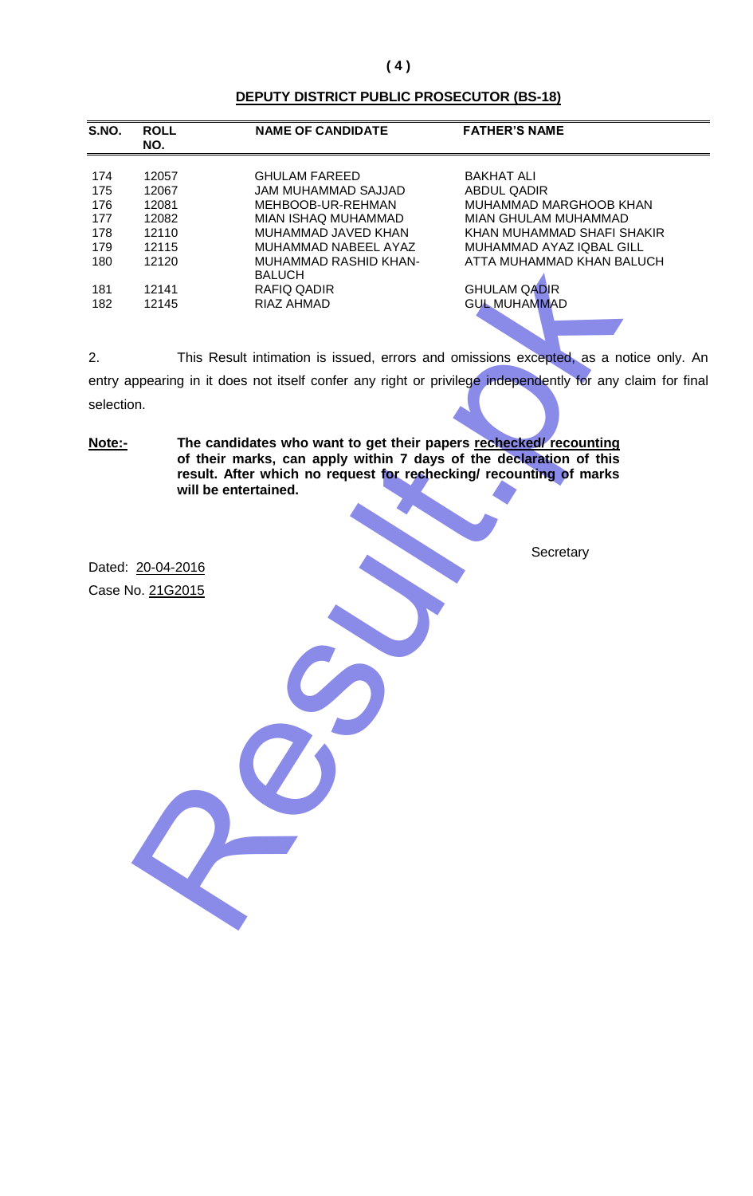## DEPUTY DISTRICT PUBLIC PROSECUTOR (BS-18)

| S.NO. | ROLL NO. | NAME OF CANDIDATE | FATHER'S NAME |
|---|---|---|---|
| 174 | 12057 | GHULAM FAREED | BAKHAT ALI |
| 175 | 12067 | JAM MUHAMMAD SAJJAD | ABDUL QADIR |
| 176 | 12081 | MEHBOOB-UR-REHMAN | MUHAMMAD MARGHOOB KHAN |
| 177 | 12082 | MIAN ISHAQ MUHAMMAD | MIAN GHULAM MUHAMMAD |
| 178 | 12110 | MUHAMMAD JAVED KHAN | KHAN MUHAMMAD SHAFI SHAKIR |
| 179 | 12115 | MUHAMMAD NABEEL AYAZ | MUHAMMAD AYAZ IQBAL GILL |
| 180 | 12120 | MUHAMMAD RASHID KHAN-BALUCH | ATTA MUHAMMAD KHAN BALUCH |
| 181 | 12141 | RAFIQ QADIR | GHULAM QADIR |
| 182 | 12145 | RIAZ AHMAD | GUL MUHAMMAD |

2. This Result intimation is issued, errors and omissions excepted, as a notice only. An entry appearing in it does not itself confer any right or privilege independently for any claim for final selection.

**Note:-** **The candidates who want to get their papers rechecked/ recounting of their marks, can apply within 7 days of the declaration of this result. After which no request for rechecking/ recounting of marks will be entertained.**

Secretary

Dated: 20-04-2016

Case No. 21G2015